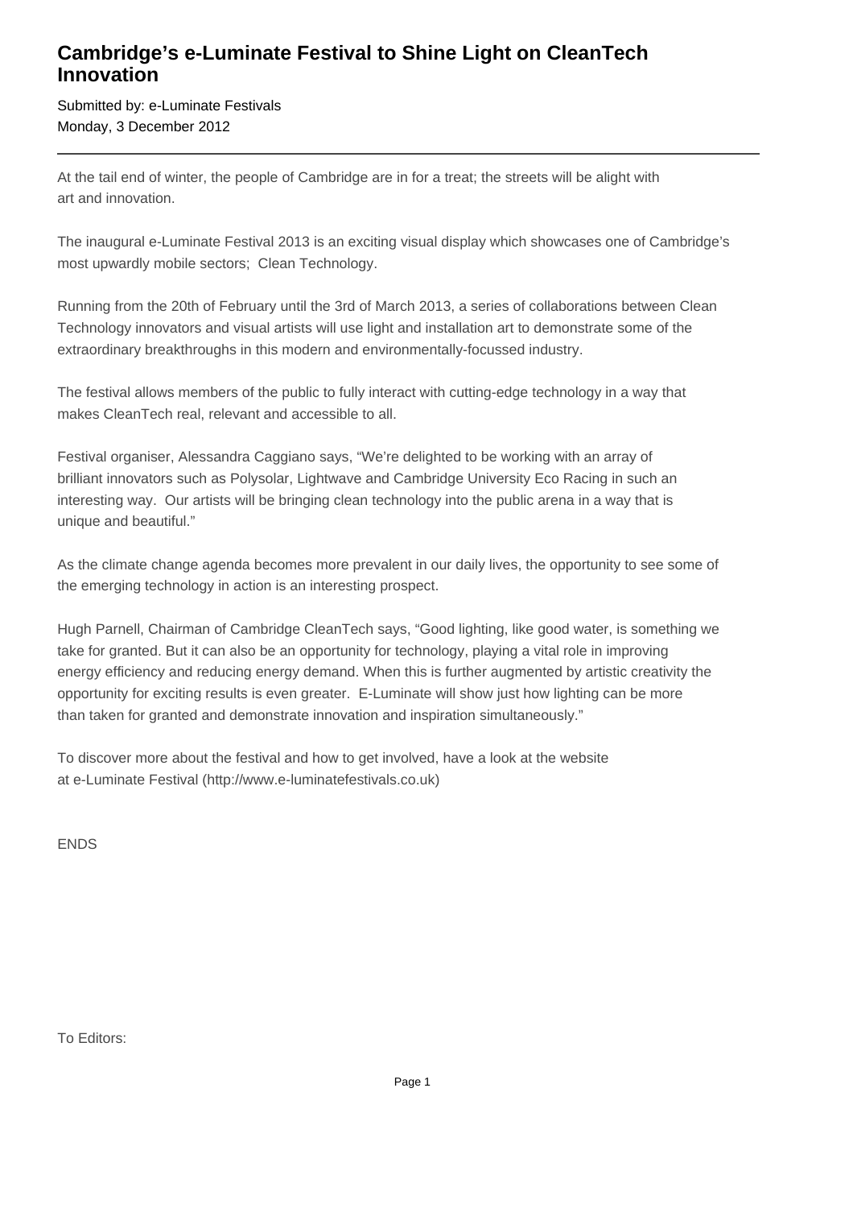# Cambridge's e-Luminate Festival to Shine Light on CleanTech Innovation

Submitted by: e-Luminate Festivals
Monday, 3 December 2012

---

At the tail end of winter, the people of Cambridge are in for a treat; the streets will be alight with art and innovation.

The inaugural e-Luminate Festival 2013 is an exciting visual display which showcases one of Cambridge's most upwardly mobile sectors;  Clean Technology.

Running from the 20th of February until the 3rd of March 2013, a series of collaborations between Clean Technology innovators and visual artists will use light and installation art to demonstrate some of the extraordinary breakthroughs in this modern and environmentally-focussed industry.

The festival allows members of the public to fully interact with cutting-edge technology in a way that makes CleanTech real, relevant and accessible to all.

Festival organiser, Alessandra Caggiano says, "We're delighted to be working with an array of brilliant innovators such as Polysolar, Lightwave and Cambridge University Eco Racing in such an interesting way.  Our artists will be bringing clean technology into the public arena in a way that is unique and beautiful."

As the climate change agenda becomes more prevalent in our daily lives, the opportunity to see some of the emerging technology in action is an interesting prospect.

Hugh Parnell, Chairman of Cambridge CleanTech says, "Good lighting, like good water, is something we take for granted. But it can also be an opportunity for technology, playing a vital role in improving energy efficiency and reducing energy demand. When this is further augmented by artistic creativity the opportunity for exciting results is even greater.  E-Luminate will show just how lighting can be more than taken for granted and demonstrate innovation and inspiration simultaneously."

To discover more about the festival and how to get involved, have a look at the website at e-Luminate Festival (http://www.e-luminatefestivals.co.uk)

ENDS

To Editors: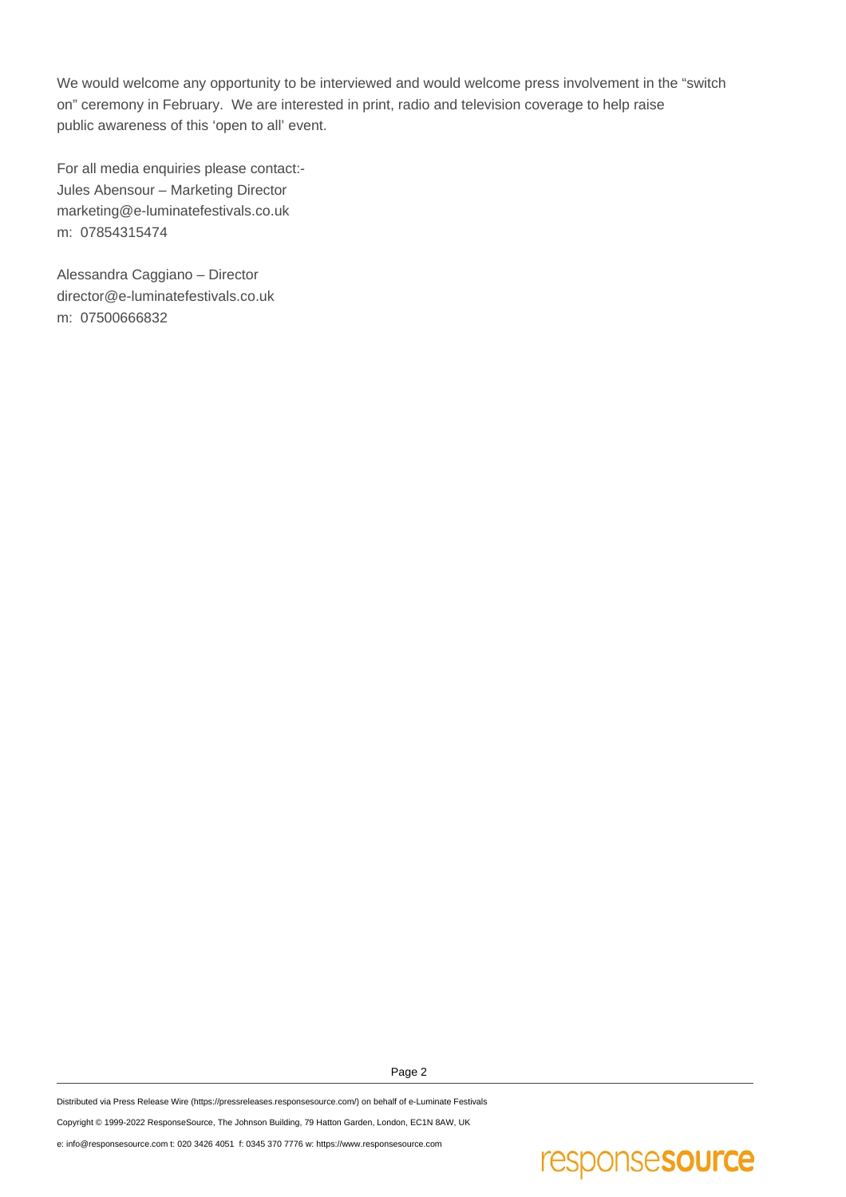We would welcome any opportunity to be interviewed and would welcome press involvement in the "switch on" ceremony in February. We are interested in print, radio and television coverage to help raise public awareness of this 'open to all' event.

For all media enquiries please contact:-
Jules Abensour – Marketing Director
marketing@e-luminatefestivals.co.uk
m: 07854315474

Alessandra Caggiano – Director
director@e-luminatefestivals.co.uk
m: 07500666832